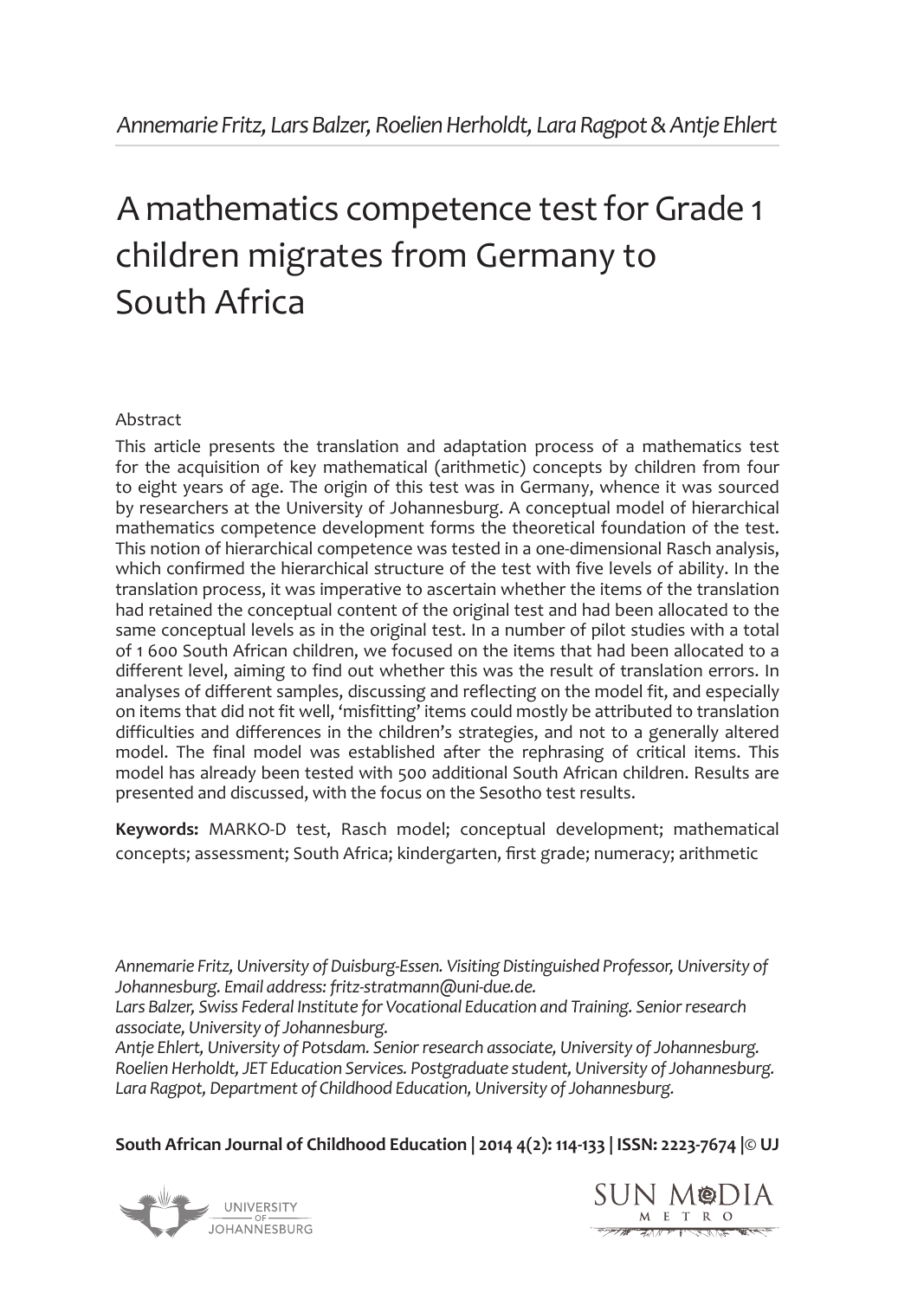*Annemarie Fritz, Lars Balzer, Roelien Herholdt, Lara Ragpot & Antje Ehlert*

# A mathematics competence test for Grade 1 children migrates from Germany to South Africa

## Abstract

This article presents the translation and adaptation process of a mathematics test for the acquisition of key mathematical (arithmetic) concepts by children from four to eight years of age. The origin of this test was in Germany, whence it was sourced by researchers at the University of Johannesburg. A conceptual model of hierarchical mathematics competence development forms the theoretical foundation of the test. This notion of hierarchical competence was tested in a one-dimensional Rasch analysis, which confirmed the hierarchical structure of the test with five levels of ability. In the translation process, it was imperative to ascertain whether the items of the translation had retained the conceptual content of the original test and had been allocated to the same conceptual levels as in the original test. In a number of pilot studies with a total of 1 600 South African children, we focused on the items that had been allocated to a different level, aiming to find out whether this was the result of translation errors. In analyses of different samples, discussing and reflecting on the model fit, and especially on items that did not fit well, 'misfitting' items could mostly be attributed to translation difficulties and differences in the children's strategies, and not to a generally altered model. The final model was established after the rephrasing of critical items. This model has already been tested with 500 additional South African children. Results are presented and discussed, with the focus on the Sesotho test results.

**Keywords:** MARKO-D test, Rasch model; conceptual development; mathematical concepts; assessment; South Africa; kindergarten, first grade; numeracy; arithmetic

*Annemarie Fritz, University of Duisburg-Essen. Visiting Distinguished Professor, University of Johannesburg. Email address: fritz-stratmann@uni-due.de.*
*Lars Balzer, Swiss Federal Institute for Vocational Education and Training. Senior research associate, University of Johannesburg.*
*Antje Ehlert, University of Potsdam. Senior research associate, University of Johannesburg.*
*Roelien Herholdt, JET Education Services. Postgraduate student, University of Johannesburg.*
*Lara Ragpot, Department of Childhood Education, University of Johannesburg.*

**South African Journal of Childhood Education | 2014 4(2): 114-133 | ISSN: 2223-7674 |© UJ**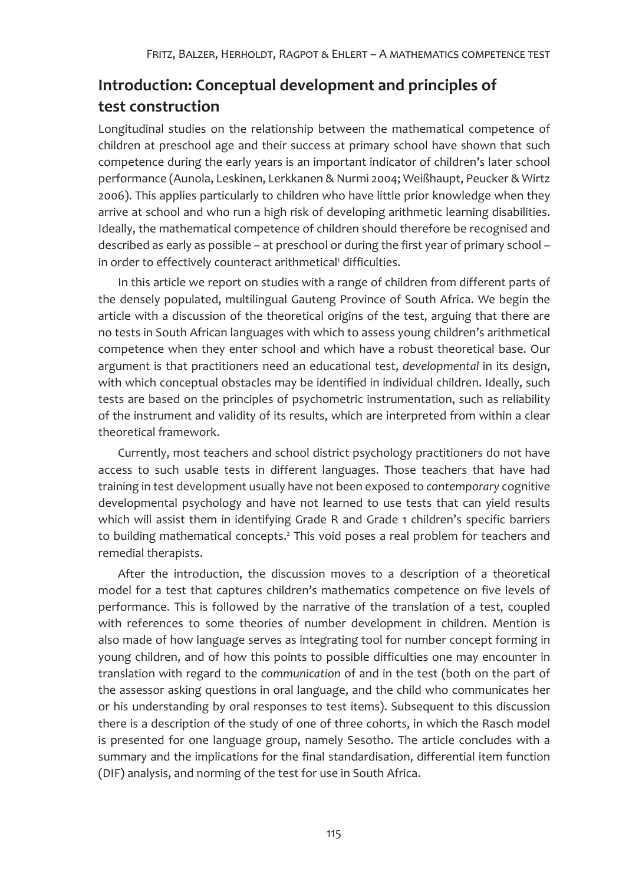## Introduction: Conceptual development and principles of test construction

Longitudinal studies on the relationship between the mathematical competence of children at preschool age and their success at primary school have shown that such competence during the early years is an important indicator of children's later school performance (Aunola, Leskinen, Lerkkanen & Nurmi 2004; Weißhaupt, Peucker & Wirtz 2006). This applies particularly to children who have little prior knowledge when they arrive at school and who run a high risk of developing arithmetic learning disabilities. Ideally, the mathematical competence of children should therefore be recognised and described as early as possible – at preschool or during the first year of primary school – in order to effectively counteract arithmetical[1] difficulties.

In this article we report on studies with a range of children from different parts of the densely populated, multilingual Gauteng Province of South Africa. We begin the article with a discussion of the theoretical origins of the test, arguing that there are no tests in South African languages with which to assess young children's arithmetical competence when they enter school and which have a robust theoretical base. Our argument is that practitioners need an educational test, *developmental* in its design, with which conceptual obstacles may be identified in individual children. Ideally, such tests are based on the principles of psychometric instrumentation, such as reliability of the instrument and validity of its results, which are interpreted from within a clear theoretical framework.

Currently, most teachers and school district psychology practitioners do not have access to such usable tests in different languages. Those teachers that have had training in test development usually have not been exposed to *contemporary* cognitive developmental psychology and have not learned to use tests that can yield results which will assist them in identifying Grade R and Grade 1 children's specific barriers to building mathematical concepts.[2] This void poses a real problem for teachers and remedial therapists.

After the introduction, the discussion moves to a description of a theoretical model for a test that captures children's mathematics competence on five levels of performance. This is followed by the narrative of the translation of a test, coupled with references to some theories of number development in children. Mention is also made of how language serves as integrating tool for number concept forming in young children, and of how this points to possible difficulties one may encounter in translation with regard to the *communication* of and in the test (both on the part of the assessor asking questions in oral language, and the child who communicates her or his understanding by oral responses to test items). Subsequent to this discussion there is a description of the study of one of three cohorts, in which the Rasch model is presented for one language group, namely Sesotho. The article concludes with a summary and the implications for the final standardisation, differential item function (DIF) analysis, and norming of the test for use in South Africa.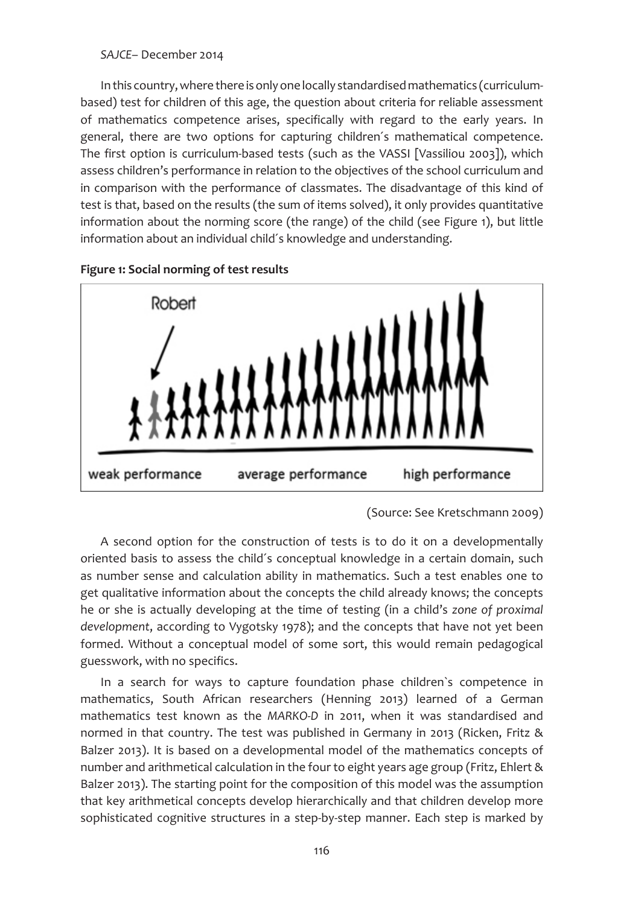In this country, where there is only one locally standardised mathematics (curriculum-based) test for children of this age, the question about criteria for reliable assessment of mathematics competence arises, specifically with regard to the early years. In general, there are two options for capturing children´s mathematical competence. The first option is curriculum-based tests (such as the VASSI [Vassiliou 2003]), which assess children's performance in relation to the objectives of the school curriculum and in comparison with the performance of classmates. The disadvantage of this kind of test is that, based on the results (the sum of items solved), it only provides quantitative information about the norming score (the range) of the child (see Figure 1), but little information about an individual child´s knowledge and understanding.

**Figure 1: Social norming of test results**

Robert

weak performance    average performance    high performance

(Source: See Kretschmann 2009)

A second option for the construction of tests is to do it on a developmentally oriented basis to assess the child´s conceptual knowledge in a certain domain, such as number sense and calculation ability in mathematics. Such a test enables one to get qualitative information about the concepts the child already knows; the concepts he or she is actually developing at the time of testing (in a child's *zone of proximal development*, according to Vygotsky 1978); and the concepts that have not yet been formed. Without a conceptual model of some sort, this would remain pedagogical guesswork, with no specifics.

In a search for ways to capture foundation phase children`s competence in mathematics, South African researchers (Henning 2013) learned of a German mathematics test known as the *MARKO-D* in 2011, when it was standardised and normed in that country. The test was published in Germany in 2013 (Ricken, Fritz & Balzer 2013). It is based on a developmental model of the mathematics concepts of number and arithmetical calculation in the four to eight years age group (Fritz, Ehlert & Balzer 2013). The starting point for the composition of this model was the assumption that key arithmetical concepts develop hierarchically and that children develop more sophisticated cognitive structures in a step-by-step manner. Each step is marked by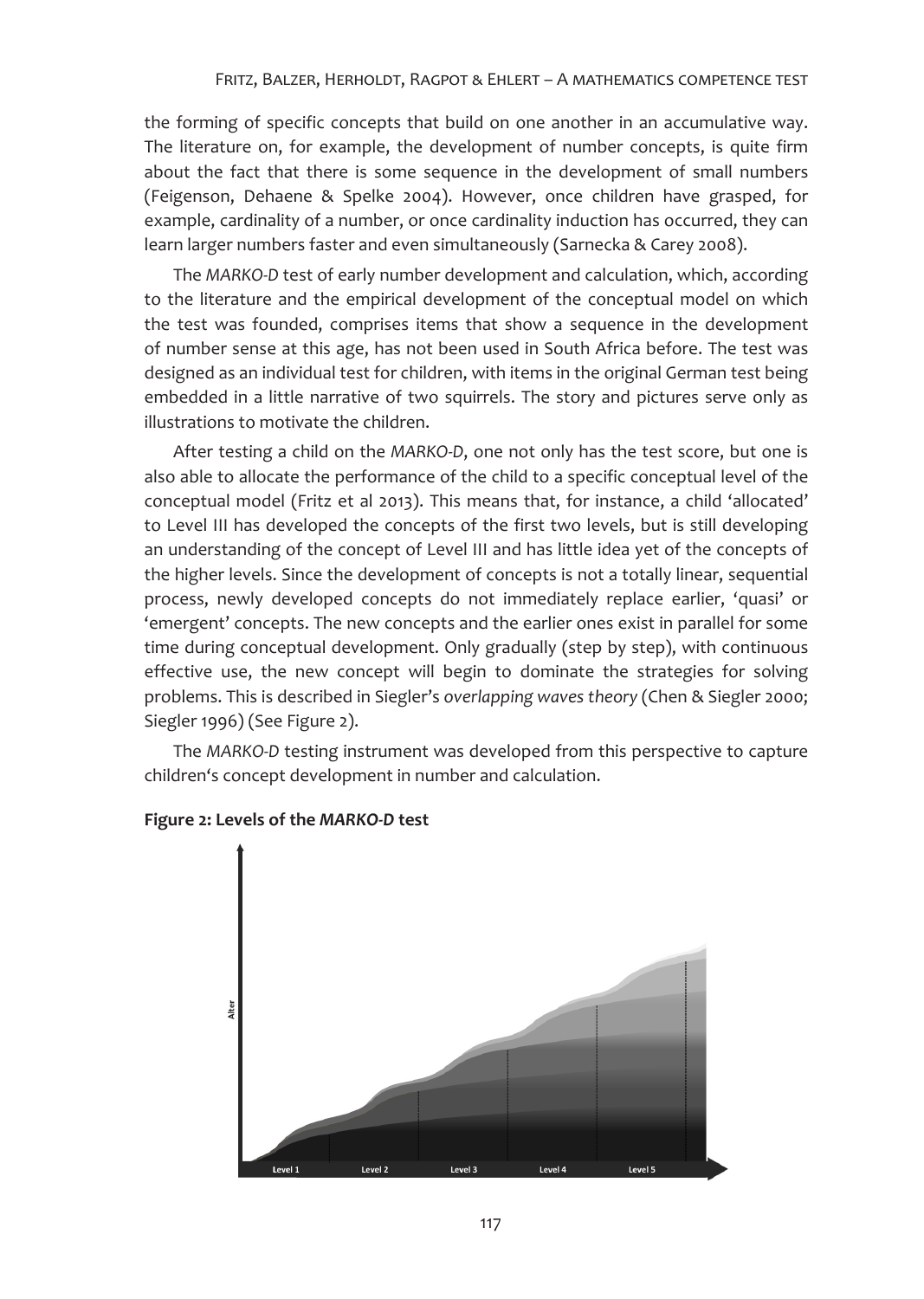the forming of specific concepts that build on one another in an accumulative way. The literature on, for example, the development of number concepts, is quite firm about the fact that there is some sequence in the development of small numbers (Feigenson, Dehaene & Spelke 2004). However, once children have grasped, for example, cardinality of a number, or once cardinality induction has occurred, they can learn larger numbers faster and even simultaneously (Sarnecka & Carey 2008).

The *MARKO-D* test of early number development and calculation, which, according to the literature and the empirical development of the conceptual model on which the test was founded, comprises items that show a sequence in the development of number sense at this age, has not been used in South Africa before. The test was designed as an individual test for children, with items in the original German test being embedded in a little narrative of two squirrels. The story and pictures serve only as illustrations to motivate the children.

After testing a child on the *MARKO-D*, one not only has the test score, but one is also able to allocate the performance of the child to a specific conceptual level of the conceptual model (Fritz et al 2013). This means that, for instance, a child 'allocated' to Level III has developed the concepts of the first two levels, but is still developing an understanding of the concept of Level III and has little idea yet of the concepts of the higher levels. Since the development of concepts is not a totally linear, sequential process, newly developed concepts do not immediately replace earlier, 'quasi' or 'emergent' concepts. The new concepts and the earlier ones exist in parallel for some time during conceptual development. Only gradually (step by step), with continuous effective use, the new concept will begin to dominate the strategies for solving problems. This is described in Siegler's *overlapping waves theory* (Chen & Siegler 2000; Siegler 1996) (See Figure 2).

The *MARKO-D* testing instrument was developed from this perspective to capture children's concept development in number and calculation.

**Figure 2: Levels of the *MARKO-D* test**

Alter

Level 1
Level 2
Level 3
Level 4
Level 5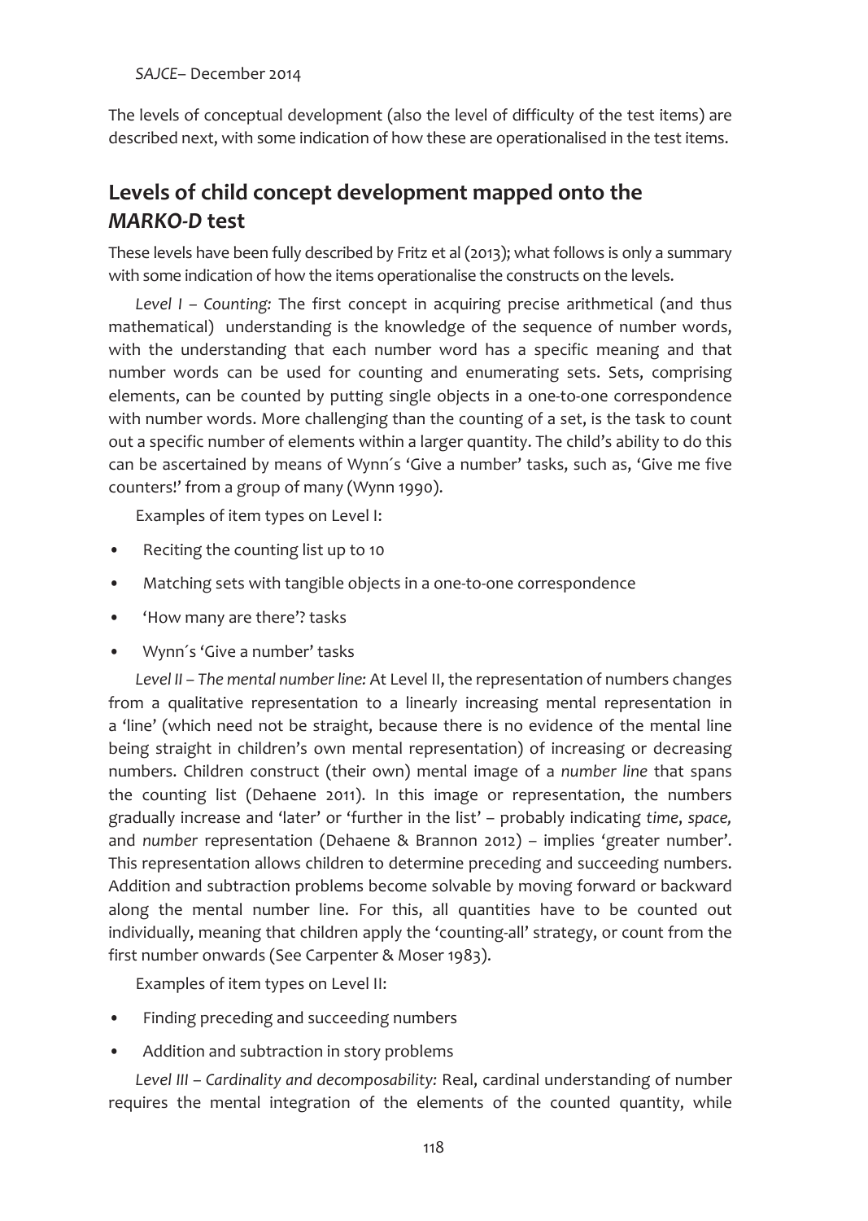The levels of conceptual development (also the level of difficulty of the test items) are described next, with some indication of how these are operationalised in the test items.

## Levels of child concept development mapped onto the *MARKO-D* test

These levels have been fully described by Fritz et al (2013); what follows is only a summary with some indication of how the items operationalise the constructs on the levels.

*Level I – Counting:* The first concept in acquiring precise arithmetical (and thus mathematical) understanding is the knowledge of the sequence of number words, with the understanding that each number word has a specific meaning and that number words can be used for counting and enumerating sets. Sets, comprising elements, can be counted by putting single objects in a one-to-one correspondence with number words. More challenging than the counting of a set, is the task to count out a specific number of elements within a larger quantity. The child's ability to do this can be ascertained by means of Wynn´s 'Give a number' tasks, such as, 'Give me five counters!' from a group of many (Wynn 1990).

Examples of item types on Level I:

- Reciting the counting list up to 10
- Matching sets with tangible objects in a one-to-one correspondence
- 'How many are there'? tasks
- Wynn´s 'Give a number' tasks

*Level II – The mental number line:* At Level II, the representation of numbers changes from a qualitative representation to a linearly increasing mental representation in a 'line' (which need not be straight, because there is no evidence of the mental line being straight in children's own mental representation) of increasing or decreasing numbers. Children construct (their own) mental image of a *number line* that spans the counting list (Dehaene 2011). In this image or representation, the numbers gradually increase and 'later' or 'further in the list' – probably indicating *time*, *space,* and *number* representation (Dehaene & Brannon 2012) – implies 'greater number'. This representation allows children to determine preceding and succeeding numbers. Addition and subtraction problems become solvable by moving forward or backward along the mental number line. For this, all quantities have to be counted out individually, meaning that children apply the 'counting-all' strategy, or count from the first number onwards (See Carpenter & Moser 1983).

Examples of item types on Level II:

- Finding preceding and succeeding numbers
- Addition and subtraction in story problems

*Level III – Cardinality and decomposability:* Real, cardinal understanding of number requires the mental integration of the elements of the counted quantity, while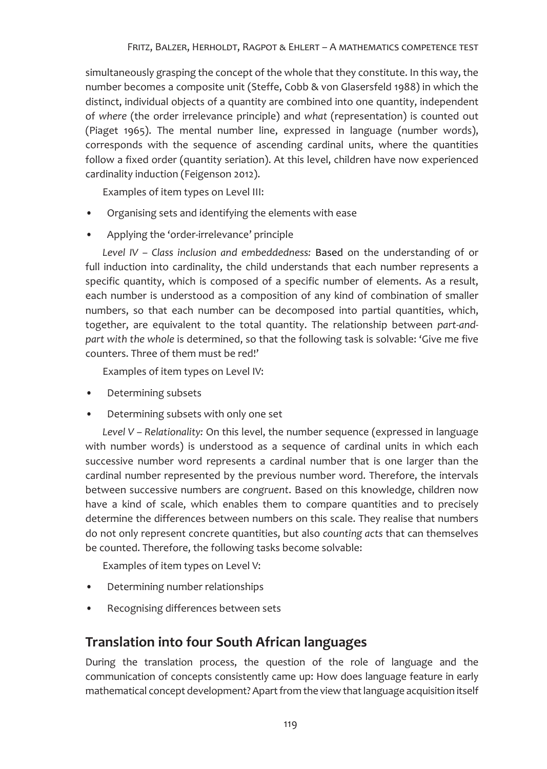simultaneously grasping the concept of the whole that they constitute. In this way, the number becomes a composite unit (Steffe, Cobb & von Glasersfeld 1988) in which the distinct, individual objects of a quantity are combined into one quantity, independent of *where* (the order irrelevance principle) and *what* (representation) is counted out (Piaget 1965). The mental number line, expressed in language (number words), corresponds with the sequence of ascending cardinal units, where the quantities follow a fixed order (quantity seriation). At this level, children have now experienced cardinality induction (Feigenson 2012).

Examples of item types on Level III:

- Organising sets and identifying the elements with ease
- Applying the 'order-irrelevance' principle

*Level IV – Class inclusion and embeddedness:* Based on the understanding of or full induction into cardinality, the child understands that each number represents a specific quantity, which is composed of a specific number of elements. As a result, each number is understood as a composition of any kind of combination of smaller numbers, so that each number can be decomposed into partial quantities, which, together, are equivalent to the total quantity. The relationship between *part-and-part with the whole* is determined, so that the following task is solvable: 'Give me five counters. Three of them must be red!'

Examples of item types on Level IV:

- Determining subsets
- Determining subsets with only one set

*Level V – Relationality:* On this level, the number sequence (expressed in language with number words) is understood as a sequence of cardinal units in which each successive number word represents a cardinal number that is one larger than the cardinal number represented by the previous number word. Therefore, the intervals between successive numbers are *congruent*. Based on this knowledge, children now have a kind of scale, which enables them to compare quantities and to precisely determine the differences between numbers on this scale. They realise that numbers do not only represent concrete quantities, but also *counting acts* that can themselves be counted. Therefore, the following tasks become solvable:

Examples of item types on Level V:

- Determining number relationships
- Recognising differences between sets

## Translation into four South African languages

During the translation process, the question of the role of language and the communication of concepts consistently came up: How does language feature in early mathematical concept development? Apart from the view that language acquisition itself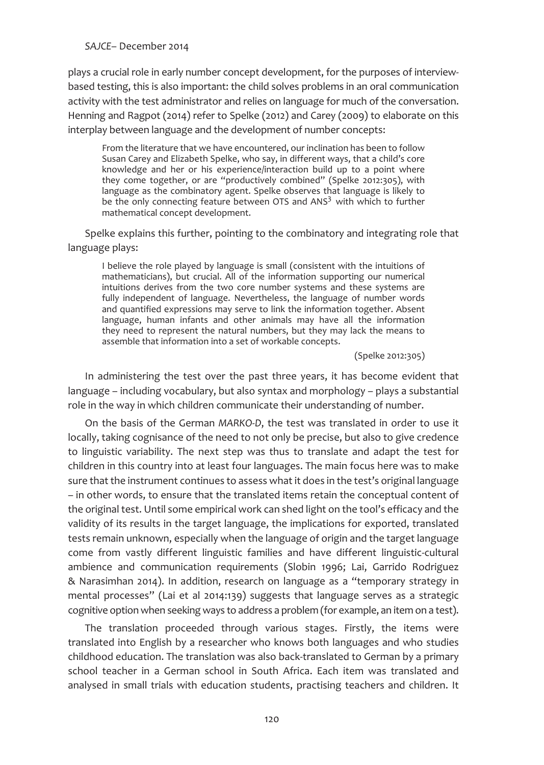plays a crucial role in early number concept development, for the purposes of interview-based testing, this is also important: the child solves problems in an oral communication activity with the test administrator and relies on language for much of the conversation. Henning and Ragpot (2014) refer to Spelke (2012) and Carey (2009) to elaborate on this interplay between language and the development of number concepts:

> From the literature that we have encountered, our inclination has been to follow Susan Carey and Elizabeth Spelke, who say, in different ways, that a child's core knowledge and her or his experience/interaction build up to a point where they come together, or are "productively combined" (Spelke 2012:305), with language as the combinatory agent. Spelke observes that language is likely to be the only connecting feature between OTS and ANS[3] with which to further mathematical concept development.

Spelke explains this further, pointing to the combinatory and integrating role that language plays:

> I believe the role played by language is small (consistent with the intuitions of mathematicians), but crucial. All of the information supporting our numerical intuitions derives from the two core number systems and these systems are fully independent of language. Nevertheless, the language of number words and quantified expressions may serve to link the information together. Absent language, human infants and other animals may have all the information they need to represent the natural numbers, but they may lack the means to assemble that information into a set of workable concepts.
>
> (Spelke 2012:305)

In administering the test over the past three years, it has become evident that language – including vocabulary, but also syntax and morphology – plays a substantial role in the way in which children communicate their understanding of number.

On the basis of the German *MARKO-D*, the test was translated in order to use it locally, taking cognisance of the need to not only be precise, but also to give credence to linguistic variability. The next step was thus to translate and adapt the test for children in this country into at least four languages. The main focus here was to make sure that the instrument continues to assess what it does in the test's original language – in other words, to ensure that the translated items retain the conceptual content of the original test. Until some empirical work can shed light on the tool's efficacy and the validity of its results in the target language, the implications for exported, translated tests remain unknown, especially when the language of origin and the target language come from vastly different linguistic families and have different linguistic-cultural ambience and communication requirements (Slobin 1996; Lai, Garrido Rodriguez & Narasimhan 2014). In addition, research on language as a "temporary strategy in mental processes" (Lai et al 2014:139) suggests that language serves as a strategic cognitive option when seeking ways to address a problem (for example, an item on a test).

The translation proceeded through various stages. Firstly, the items were translated into English by a researcher who knows both languages and who studies childhood education. The translation was also back-translated to German by a primary school teacher in a German school in South Africa. Each item was translated and analysed in small trials with education students, practising teachers and children. It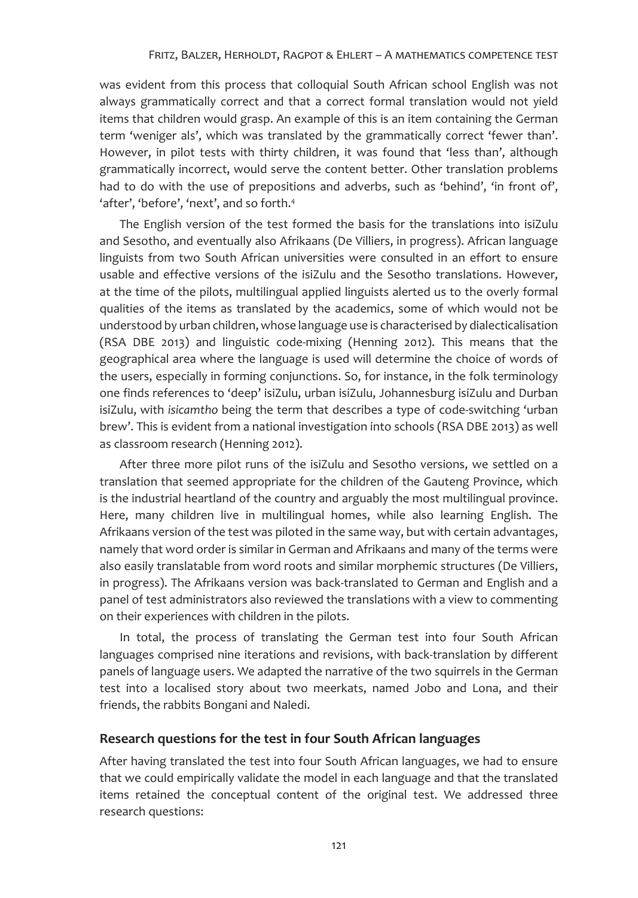was evident from this process that colloquial South African school English was not always grammatically correct and that a correct formal translation would not yield items that children would grasp. An example of this is an item containing the German term 'weniger als', which was translated by the grammatically correct 'fewer than'. However, in pilot tests with thirty children, it was found that 'less than', although grammatically incorrect, would serve the content better. Other translation problems had to do with the use of prepositions and adverbs, such as 'behind', 'in front of', 'after', 'before', 'next', and so forth.[4]

The English version of the test formed the basis for the translations into isiZulu and Sesotho, and eventually also Afrikaans (De Villiers, in progress). African language linguists from two South African universities were consulted in an effort to ensure usable and effective versions of the isiZulu and the Sesotho translations. However, at the time of the pilots, multilingual applied linguists alerted us to the overly formal qualities of the items as translated by the academics, some of which would not be understood by urban children, whose language use is characterised by dialecticalisation (RSA DBE 2013) and linguistic code-mixing (Henning 2012). This means that the geographical area where the language is used will determine the choice of words of the users, especially in forming conjunctions. So, for instance, in the folk terminology one finds references to 'deep' isiZulu, urban isiZulu, Johannesburg isiZulu and Durban isiZulu, with *isicamtho* being the term that describes a type of code-switching 'urban brew'. This is evident from a national investigation into schools (RSA DBE 2013) as well as classroom research (Henning 2012).

After three more pilot runs of the isiZulu and Sesotho versions, we settled on a translation that seemed appropriate for the children of the Gauteng Province, which is the industrial heartland of the country and arguably the most multilingual province. Here, many children live in multilingual homes, while also learning English. The Afrikaans version of the test was piloted in the same way, but with certain advantages, namely that word order is similar in German and Afrikaans and many of the terms were also easily translatable from word roots and similar morphemic structures (De Villiers, in progress). The Afrikaans version was back-translated to German and English and a panel of test administrators also reviewed the translations with a view to commenting on their experiences with children in the pilots.

In total, the process of translating the German test into four South African languages comprised nine iterations and revisions, with back-translation by different panels of language users. We adapted the narrative of the two squirrels in the German test into a localised story about two meerkats, named Jobo and Lona, and their friends, the rabbits Bongani and Naledi.

## Research questions for the test in four South African languages

After having translated the test into four South African languages, we had to ensure that we could empirically validate the model in each language and that the translated items retained the conceptual content of the original test. We addressed three research questions: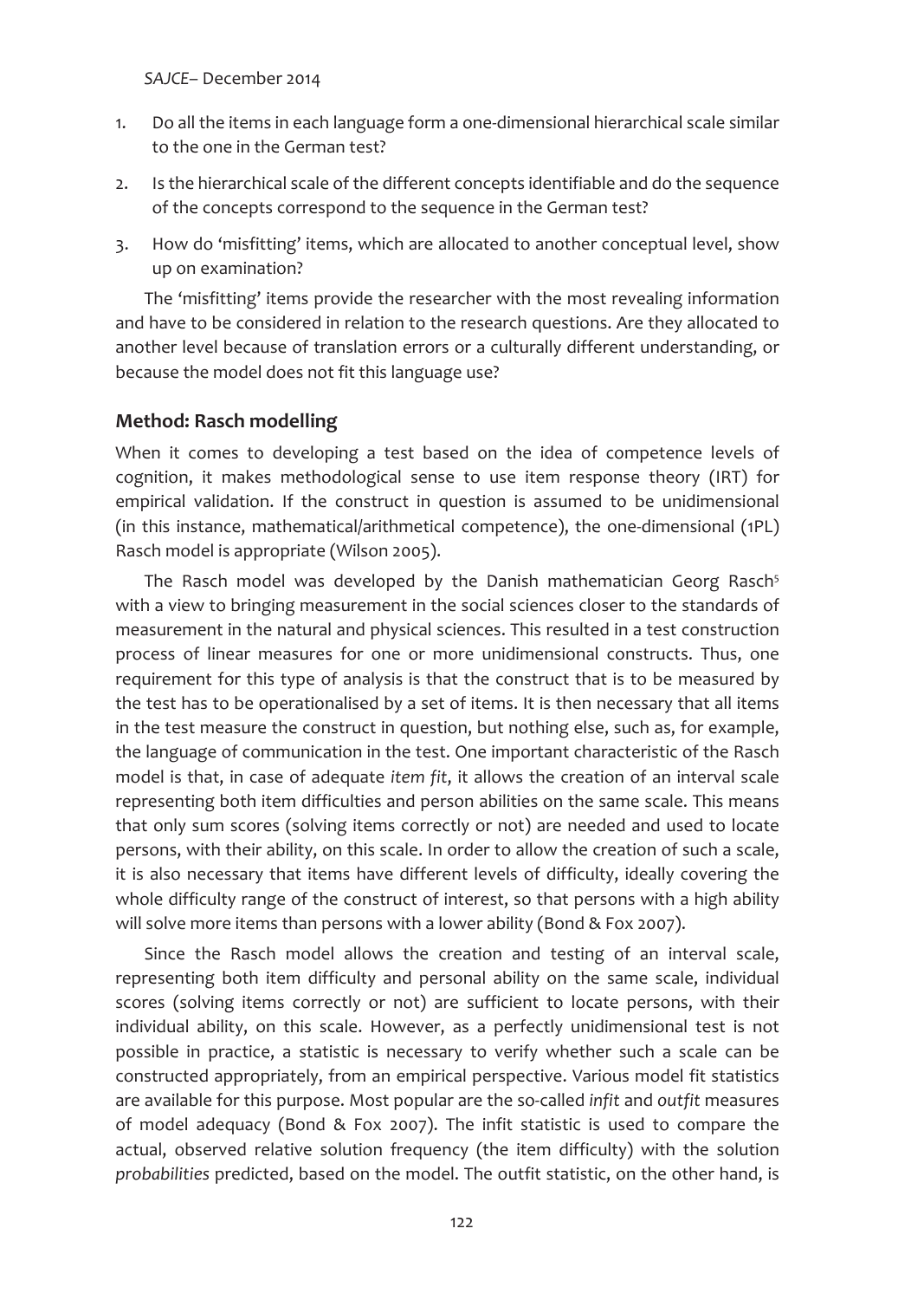1. Do all the items in each language form a one-dimensional hierarchical scale similar to the one in the German test?
2. Is the hierarchical scale of the different concepts identifiable and do the sequence of the concepts correspond to the sequence in the German test?
3. How do 'misfitting' items, which are allocated to another conceptual level, show up on examination?

The 'misfitting' items provide the researcher with the most revealing information and have to be considered in relation to the research questions. Are they allocated to another level because of translation errors or a culturally different understanding, or because the model does not fit this language use?

## Method: Rasch modelling

When it comes to developing a test based on the idea of competence levels of cognition, it makes methodological sense to use item response theory (IRT) for empirical validation. If the construct in question is assumed to be unidimensional (in this instance, mathematical/arithmetical competence), the one-dimensional (1PL) Rasch model is appropriate (Wilson 2005).

The Rasch model was developed by the Danish mathematician Georg Rasch[5] with a view to bringing measurement in the social sciences closer to the standards of measurement in the natural and physical sciences. This resulted in a test construction process of linear measures for one or more unidimensional constructs. Thus, one requirement for this type of analysis is that the construct that is to be measured by the test has to be operationalised by a set of items. It is then necessary that all items in the test measure the construct in question, but nothing else, such as, for example, the language of communication in the test. One important characteristic of the Rasch model is that, in case of adequate *item fit*, it allows the creation of an interval scale representing both item difficulties and person abilities on the same scale. This means that only sum scores (solving items correctly or not) are needed and used to locate persons, with their ability, on this scale. In order to allow the creation of such a scale, it is also necessary that items have different levels of difficulty, ideally covering the whole difficulty range of the construct of interest, so that persons with a high ability will solve more items than persons with a lower ability (Bond & Fox 2007).

Since the Rasch model allows the creation and testing of an interval scale, representing both item difficulty and personal ability on the same scale, individual scores (solving items correctly or not) are sufficient to locate persons, with their individual ability, on this scale. However, as a perfectly unidimensional test is not possible in practice, a statistic is necessary to verify whether such a scale can be constructed appropriately, from an empirical perspective. Various model fit statistics are available for this purpose. Most popular are the so-called *infit* and *outfit* measures of model adequacy (Bond & Fox 2007). The infit statistic is used to compare the actual, observed relative solution frequency (the item difficulty) with the solution *probabilities* predicted, based on the model. The outfit statistic, on the other hand, is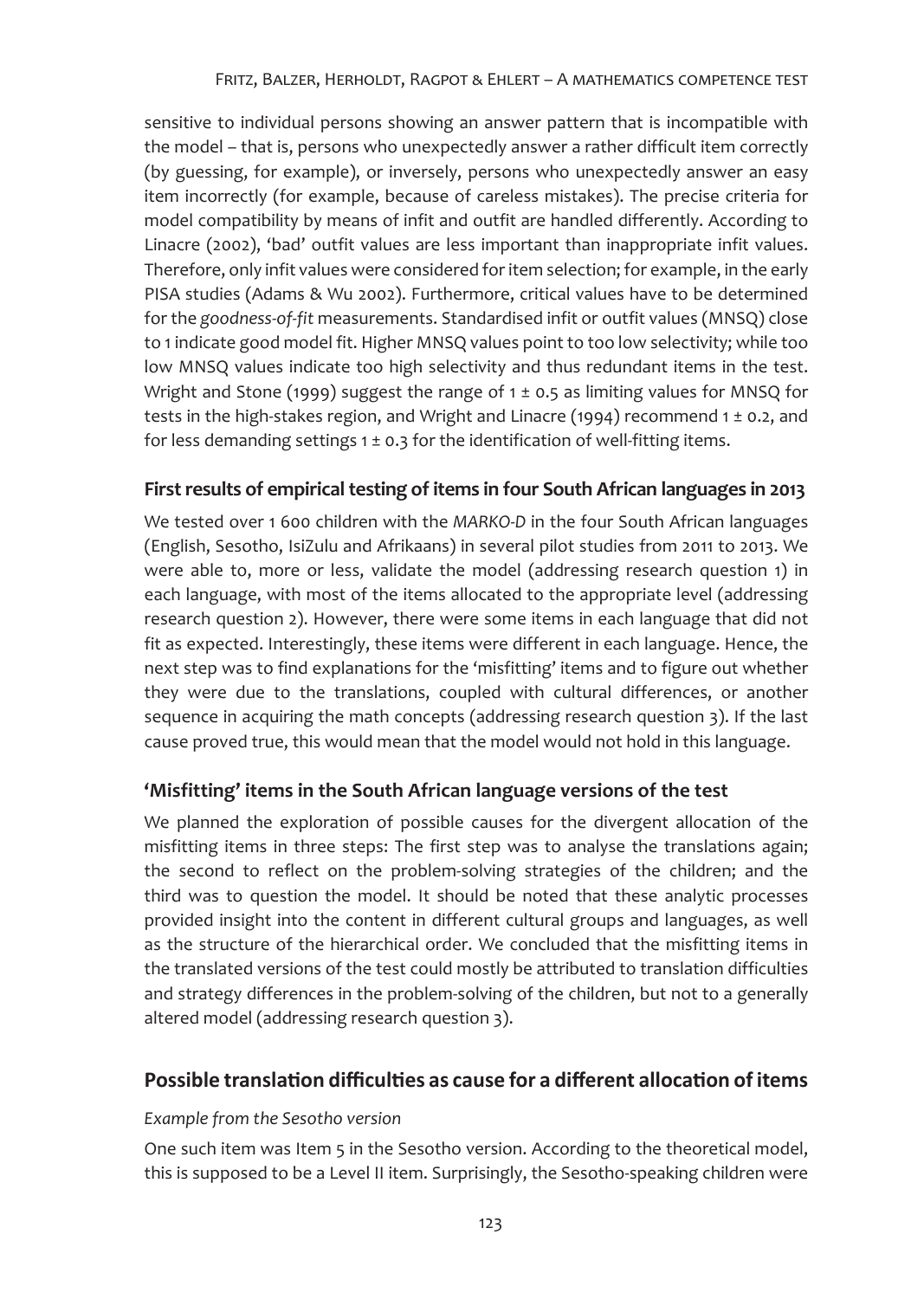sensitive to individual persons showing an answer pattern that is incompatible with the model – that is, persons who unexpectedly answer a rather difficult item correctly (by guessing, for example), or inversely, persons who unexpectedly answer an easy item incorrectly (for example, because of careless mistakes). The precise criteria for model compatibility by means of infit and outfit are handled differently. According to Linacre (2002), 'bad' outfit values are less important than inappropriate infit values. Therefore, only infit values were considered for item selection; for example, in the early PISA studies (Adams & Wu 2002). Furthermore, critical values have to be determined for the *goodness-of-fit* measurements. Standardised infit or outfit values (MNSQ) close to 1 indicate good model fit. Higher MNSQ values point to too low selectivity; while too low MNSQ values indicate too high selectivity and thus redundant items in the test. Wright and Stone (1999) suggest the range of $1 \pm 0.5$ as limiting values for MNSQ for tests in the high-stakes region, and Wright and Linacre (1994) recommend $1 \pm 0.2$, and for less demanding settings $1 \pm 0.3$ for the identification of well-fitting items.

### First results of empirical testing of items in four South African languages in 2013

We tested over 1 600 children with the *MARKO-D* in the four South African languages (English, Sesotho, IsiZulu and Afrikaans) in several pilot studies from 2011 to 2013. We were able to, more or less, validate the model (addressing research question 1) in each language, with most of the items allocated to the appropriate level (addressing research question 2). However, there were some items in each language that did not fit as expected. Interestingly, these items were different in each language. Hence, the next step was to find explanations for the 'misfitting' items and to figure out whether they were due to the translations, coupled with cultural differences, or another sequence in acquiring the math concepts (addressing research question 3). If the last cause proved true, this would mean that the model would not hold in this language.

### 'Misfitting' items in the South African language versions of the test

We planned the exploration of possible causes for the divergent allocation of the misfitting items in three steps: The first step was to analyse the translations again; the second to reflect on the problem-solving strategies of the children; and the third was to question the model. It should be noted that these analytic processes provided insight into the content in different cultural groups and languages, as well as the structure of the hierarchical order. We concluded that the misfitting items in the translated versions of the test could mostly be attributed to translation difficulties and strategy differences in the problem-solving of the children, but not to a generally altered model (addressing research question 3).

## Possible translation difficulties as cause for a different allocation of items

*Example from the Sesotho version*

One such item was Item 5 in the Sesotho version. According to the theoretical model, this is supposed to be a Level II item. Surprisingly, the Sesotho-speaking children were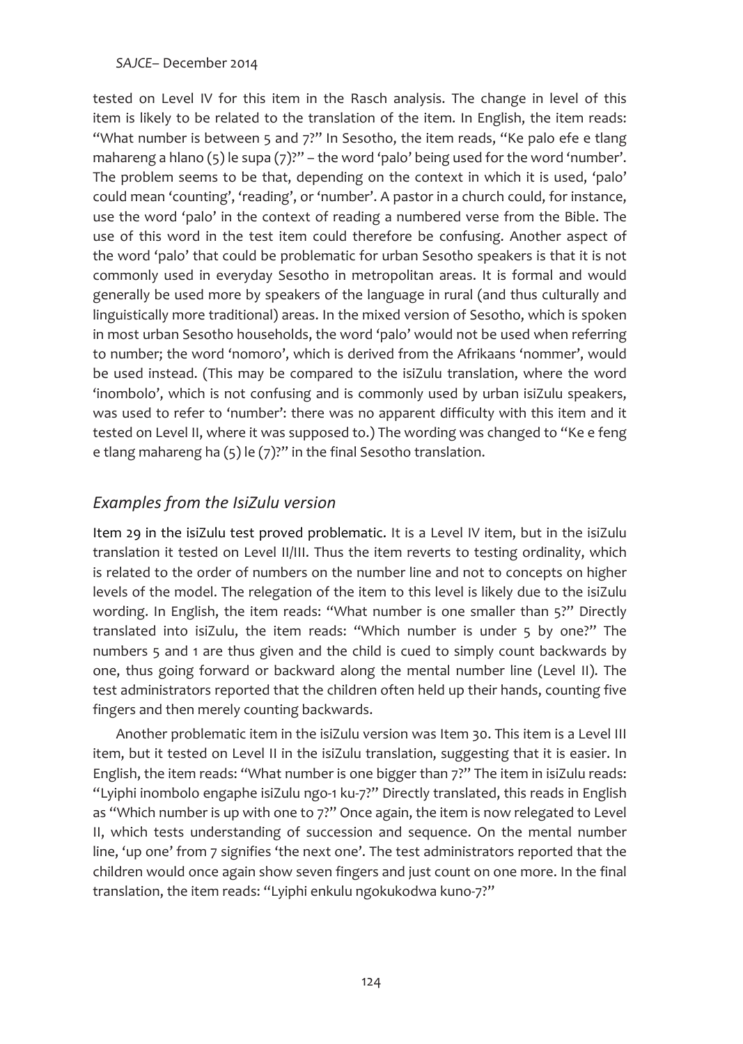tested on Level IV for this item in the Rasch analysis. The change in level of this item is likely to be related to the translation of the item. In English, the item reads: "What number is between 5 and 7?" In Sesotho, the item reads, "Ke palo efe e tlang mahareng a hlano (5) le supa (7)?" – the word 'palo' being used for the word 'number'. The problem seems to be that, depending on the context in which it is used, 'palo' could mean 'counting', 'reading', or 'number'. A pastor in a church could, for instance, use the word 'palo' in the context of reading a numbered verse from the Bible. The use of this word in the test item could therefore be confusing. Another aspect of the word 'palo' that could be problematic for urban Sesotho speakers is that it is not commonly used in everyday Sesotho in metropolitan areas. It is formal and would generally be used more by speakers of the language in rural (and thus culturally and linguistically more traditional) areas. In the mixed version of Sesotho, which is spoken in most urban Sesotho households, the word 'palo' would not be used when referring to number; the word 'nomoro', which is derived from the Afrikaans 'nommer', would be used instead. (This may be compared to the isiZulu translation, where the word 'inombolo', which is not confusing and is commonly used by urban isiZulu speakers, was used to refer to 'number': there was no apparent difficulty with this item and it tested on Level II, where it was supposed to.) The wording was changed to "Ke e feng e tlang mahareng ha (5) le (7)?" in the final Sesotho translation.

## *Examples from the IsiZulu version*

Item 29 in the isiZulu test proved problematic. It is a Level IV item, but in the isiZulu translation it tested on Level II/III. Thus the item reverts to testing ordinality, which is related to the order of numbers on the number line and not to concepts on higher levels of the model. The relegation of the item to this level is likely due to the isiZulu wording. In English, the item reads: "What number is one smaller than 5?" Directly translated into isiZulu, the item reads: "Which number is under 5 by one?" The numbers 5 and 1 are thus given and the child is cued to simply count backwards by one, thus going forward or backward along the mental number line (Level II). The test administrators reported that the children often held up their hands, counting five fingers and then merely counting backwards.

Another problematic item in the isiZulu version was Item 30. This item is a Level III item, but it tested on Level II in the isiZulu translation, suggesting that it is easier. In English, the item reads: "What number is one bigger than 7?" The item in isiZulu reads: "Lyiphi inombolo engaphe isiZulu ngo-1 ku-7?" Directly translated, this reads in English as "Which number is up with one to 7?" Once again, the item is now relegated to Level II, which tests understanding of succession and sequence. On the mental number line, 'up one' from 7 signifies 'the next one'. The test administrators reported that the children would once again show seven fingers and just count on one more. In the final translation, the item reads: "Lyiphi enkulu ngokukodwa kuno-7?"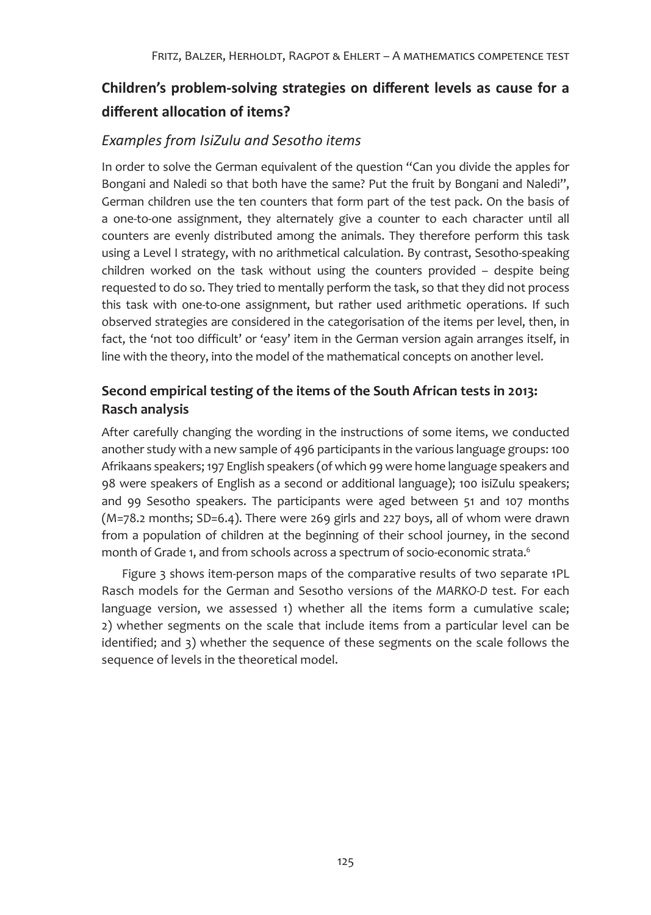## Children's problem-solving strategies on different levels as cause for a different allocation of items?

### *Examples from IsiZulu and Sesotho items*

In order to solve the German equivalent of the question "Can you divide the apples for Bongani and Naledi so that both have the same? Put the fruit by Bongani and Naledi", German children use the ten counters that form part of the test pack. On the basis of a one-to-one assignment, they alternately give a counter to each character until all counters are evenly distributed among the animals. They therefore perform this task using a Level I strategy, with no arithmetical calculation. By contrast, Sesotho-speaking children worked on the task without using the counters provided – despite being requested to do so. They tried to mentally perform the task, so that they did not process this task with one-to-one assignment, but rather used arithmetic operations. If such observed strategies are considered in the categorisation of the items per level, then, in fact, the 'not too difficult' or 'easy' item in the German version again arranges itself, in line with the theory, into the model of the mathematical concepts on another level.

## Second empirical testing of the items of the South African tests in 2013: Rasch analysis

After carefully changing the wording in the instructions of some items, we conducted another study with a new sample of 496 participants in the various language groups: 100 Afrikaans speakers; 197 English speakers (of which 99 were home language speakers and 98 were speakers of English as a second or additional language); 100 isiZulu speakers; and 99 Sesotho speakers. The participants were aged between 51 and 107 months (M=78.2 months; SD=6.4). There were 269 girls and 227 boys, all of whom were drawn from a population of children at the beginning of their school journey, in the second month of Grade 1, and from schools across a spectrum of socio-economic strata.[6]

Figure 3 shows item-person maps of the comparative results of two separate 1PL Rasch models for the German and Sesotho versions of the *MARKO-D* test. For each language version, we assessed 1) whether all the items form a cumulative scale; 2) whether segments on the scale that include items from a particular level can be identified; and 3) whether the sequence of these segments on the scale follows the sequence of levels in the theoretical model.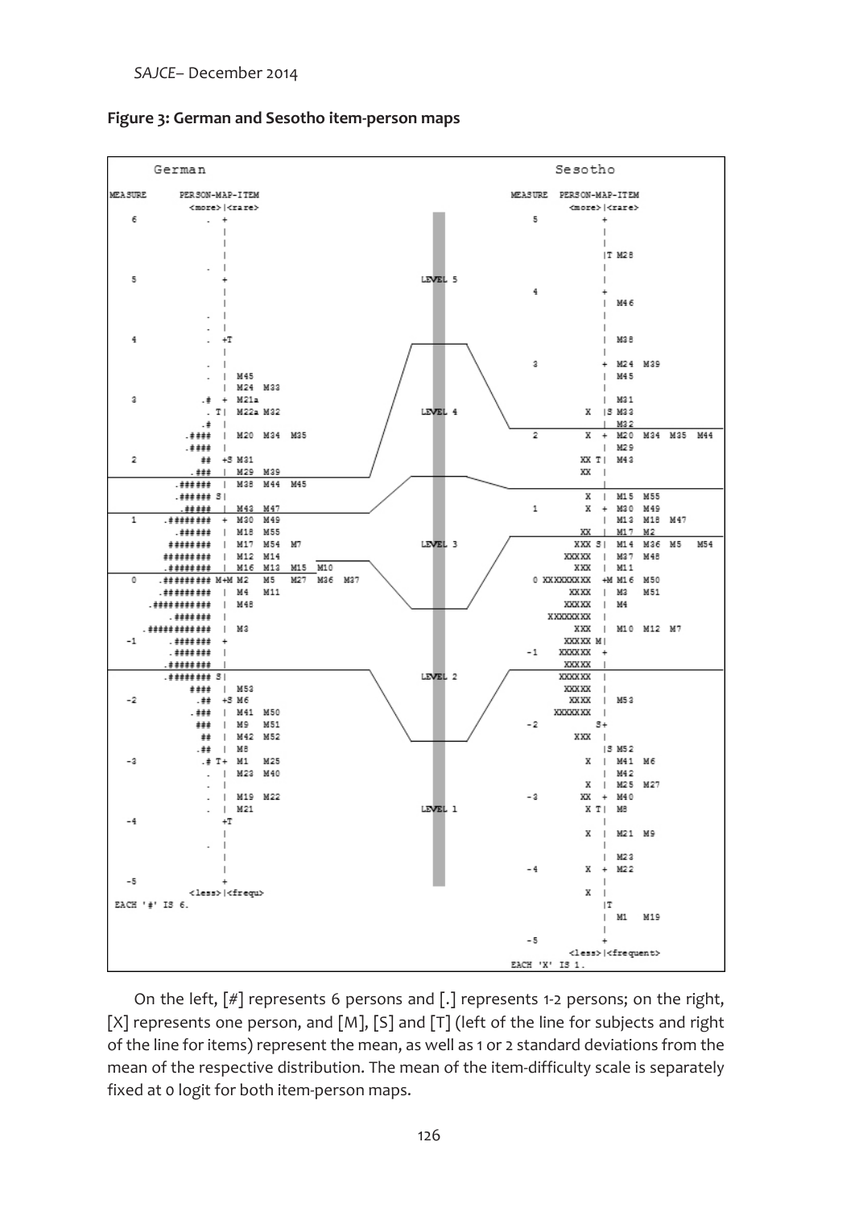**Figure 3: German and Sesotho item-person maps**

```
German                                                                      Sesotho

MEASURE      PERSON-MAP-ITEM                                   MEASURE  PERSON-MAP-ITEM
             <more>|<rare>                                              <more>|<rare>
 6                 . +                                          5             +
                     |                                                        |
                     |                                                        |
                     |                                                        |T M28
                     |                                                        |
                   . |                                                        |
 5                   +                          LEVEL 5                       |
                     |                                          4             +
                     |                                                        |  M46
                   . |                                                        |
                   . |                                                        |
 4                 . +T                                                       |
                     |                                                        |  M38
                   . |                                                        |
                   . |  M45                                     3             +  M24  M39
                     |  M24  M33                                              |  M45
 3                .# +  M21a                                                  |
                 . T|  M22a M32                 LEVEL 4                       |  M31
                  .# |                                                     X  |S M33
               .#### |  M20  M34  M35                                         |  M32
               .#### |                                          2          X  +  M20  M34  M35  M44
 2                ## +S M31                                                   |  M29
                .### |  M29  M39                                        XX T|  M43
            .###### |  M38  M44  M45                                      XX  |
            .###### S|                                                        |
              .##### |  M43  M47                                           X  |  M15  M55
 1        .######## +  M30  M49                                 1          X  +  M30  M49
             .###### |  M18  M55                                              |  M13  M18  M47
            ####### |  M17  M54  M7                                       XX  |  M17  M2
           ######### |  M12  M14                LEVEL 3                 XXX S|  M14  M36  M5   M54
           .######## |  M16  M13  M15  M10                              XXXXX |  M37  M48
 0      .######### M+M M2   M5   M27  M36  M37                            XXX |  M11
          .######### |  M4   M11                                0  XXXXXXXXX +M M16  M50
        .########### |  M48                                            XXXX |  M3   M51
             .###### |                                                 XXXXX |  M4
        .############ |  M3                                          XXXXXXXX |
-1           .####### +                                                  XXX |  M10  M12  M7
             .###### |                                                XXXXX M|
            .####### |                                         -1     XXXXXX +
           .######## S|                                               XXXXX |
                #### |  M53                    LEVEL 2                XXXXXX |
-2               .## +S M6                                            XXXXX |
                .### |  M41  M50                                       XXXX |  M53
                 ### |  M9   M51                                     XXXXXXX |
                  ## |  M42  M52                               -2           S+
                 .## |  M8                                               XXX |
-3               .# T+  M1   M25                                             |S M52
                   . |  M23  M40                                         X  |  M41  M6
                   . |                                                      |  M42
                   . |  M19  M22                                         X  |  M25  M27
                   . |  M21                    LEVEL 1         -3       XX  +  M40
-4                   +T                                                X T|  M8
                     |                                                      |
                   . |                                                   X  |  M21  M9
                     |                                                      |
                     |                                                      |  M23
                     |                                         -4        X  +  M22
-5                   +                                                      |
          <less>|<frequ>                                                 X  |
EACH '#' IS 6.                                                              |T
                                                                            |  M1   M19
                                                                            |
                                                               -5           +
                                                                  <less>|<frequent>
                                                               EACH 'X' IS 1.
```

On the left, [#] represents 6 persons and [.] represents 1-2 persons; on the right, [X] represents one person, and [M], [S] and [T] (left of the line for subjects and right of the line for items) represent the mean, as well as 1 or 2 standard deviations from the mean of the respective distribution. The mean of the item-difficulty scale is separately fixed at 0 logit for both item-person maps.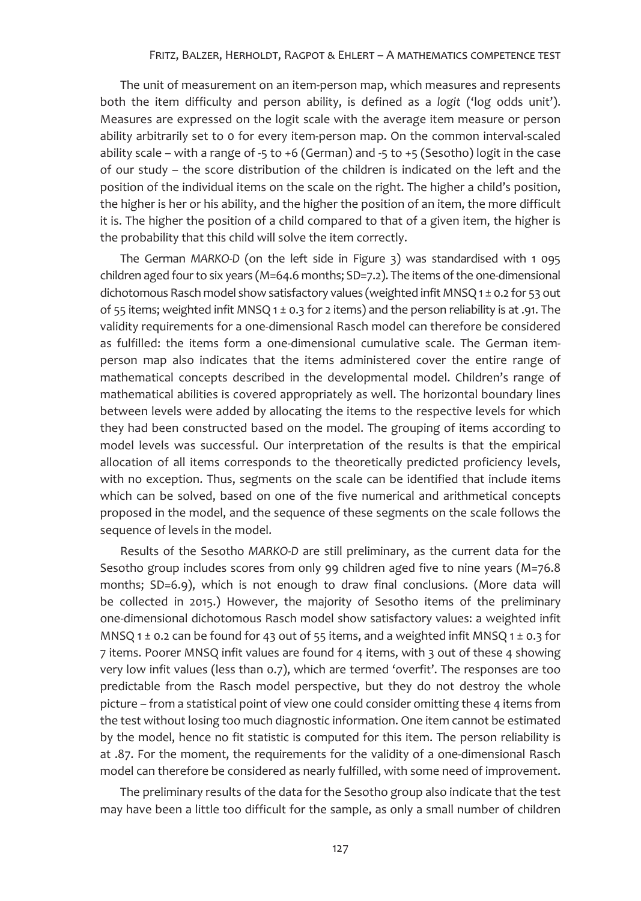The unit of measurement on an item-person map, which measures and represents both the item difficulty and person ability, is defined as a *logit* ('log odds unit'). Measures are expressed on the logit scale with the average item measure or person ability arbitrarily set to 0 for every item-person map. On the common interval-scaled ability scale – with a range of -5 to +6 (German) and -5 to +5 (Sesotho) logit in the case of our study – the score distribution of the children is indicated on the left and the position of the individual items on the scale on the right. The higher a child's position, the higher is her or his ability, and the higher the position of an item, the more difficult it is. The higher the position of a child compared to that of a given item, the higher is the probability that this child will solve the item correctly.

The German *MARKO-D* (on the left side in Figure 3) was standardised with 1 095 children aged four to six years (M=64.6 months; SD=7.2). The items of the one-dimensional dichotomous Rasch model show satisfactory values (weighted infit MNSQ 1 ± 0.2 for 53 out of 55 items; weighted infit MNSQ 1 ± 0.3 for 2 items) and the person reliability is at .91. The validity requirements for a one-dimensional Rasch model can therefore be considered as fulfilled: the items form a one-dimensional cumulative scale. The German item-person map also indicates that the items administered cover the entire range of mathematical concepts described in the developmental model. Children's range of mathematical abilities is covered appropriately as well. The horizontal boundary lines between levels were added by allocating the items to the respective levels for which they had been constructed based on the model. The grouping of items according to model levels was successful. Our interpretation of the results is that the empirical allocation of all items corresponds to the theoretically predicted proficiency levels, with no exception. Thus, segments on the scale can be identified that include items which can be solved, based on one of the five numerical and arithmetical concepts proposed in the model, and the sequence of these segments on the scale follows the sequence of levels in the model.

Results of the Sesotho *MARKO-D* are still preliminary, as the current data for the Sesotho group includes scores from only 99 children aged five to nine years (M=76.8 months; SD=6.9), which is not enough to draw final conclusions. (More data will be collected in 2015.) However, the majority of Sesotho items of the preliminary one-dimensional dichotomous Rasch model show satisfactory values: a weighted infit MNSQ 1 ± 0.2 can be found for 43 out of 55 items, and a weighted infit MNSQ 1 ± 0.3 for 7 items. Poorer MNSQ infit values are found for 4 items, with 3 out of these 4 showing very low infit values (less than 0.7), which are termed 'overfit'. The responses are too predictable from the Rasch model perspective, but they do not destroy the whole picture – from a statistical point of view one could consider omitting these 4 items from the test without losing too much diagnostic information. One item cannot be estimated by the model, hence no fit statistic is computed for this item. The person reliability is at .87. For the moment, the requirements for the validity of a one-dimensional Rasch model can therefore be considered as nearly fulfilled, with some need of improvement.

The preliminary results of the data for the Sesotho group also indicate that the test may have been a little too difficult for the sample, as only a small number of children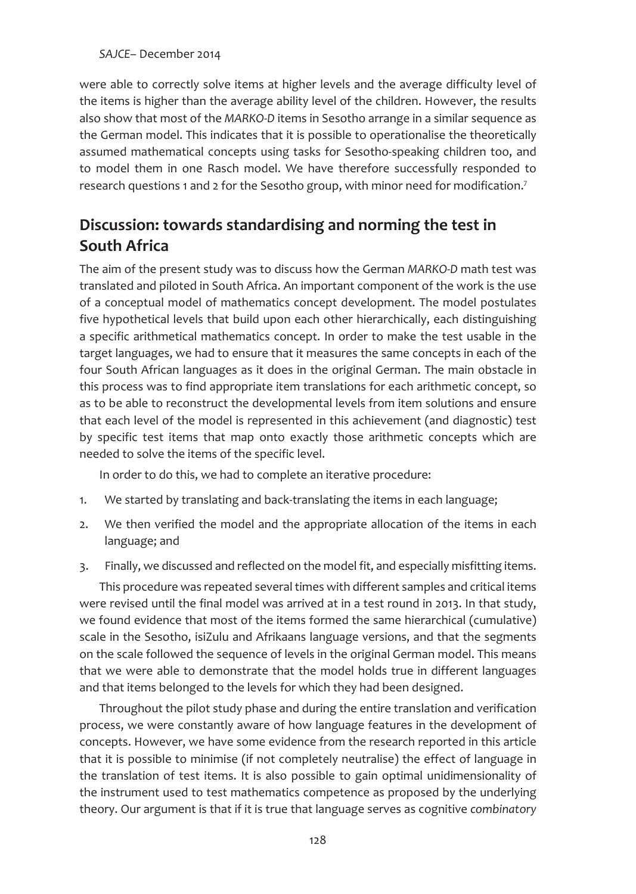were able to correctly solve items at higher levels and the average difficulty level of the items is higher than the average ability level of the children. However, the results also show that most of the *MARKO-D* items in Sesotho arrange in a similar sequence as the German model. This indicates that it is possible to operationalise the theoretically assumed mathematical concepts using tasks for Sesotho-speaking children too, and to model them in one Rasch model. We have therefore successfully responded to research questions 1 and 2 for the Sesotho group, with minor need for modification.[7]

## Discussion: towards standardising and norming the test in South Africa

The aim of the present study was to discuss how the German *MARKO-D* math test was translated and piloted in South Africa. An important component of the work is the use of a conceptual model of mathematics concept development. The model postulates five hypothetical levels that build upon each other hierarchically, each distinguishing a specific arithmetical mathematics concept. In order to make the test usable in the target languages, we had to ensure that it measures the same concepts in each of the four South African languages as it does in the original German. The main obstacle in this process was to find appropriate item translations for each arithmetic concept, so as to be able to reconstruct the developmental levels from item solutions and ensure that each level of the model is represented in this achievement (and diagnostic) test by specific test items that map onto exactly those arithmetic concepts which are needed to solve the items of the specific level.

In order to do this, we had to complete an iterative procedure:

1. We started by translating and back-translating the items in each language;
2. We then verified the model and the appropriate allocation of the items in each language; and
3. Finally, we discussed and reflected on the model fit, and especially misfitting items.

This procedure was repeated several times with different samples and critical items were revised until the final model was arrived at in a test round in 2013. In that study, we found evidence that most of the items formed the same hierarchical (cumulative) scale in the Sesotho, isiZulu and Afrikaans language versions, and that the segments on the scale followed the sequence of levels in the original German model. This means that we were able to demonstrate that the model holds true in different languages and that items belonged to the levels for which they had been designed.

Throughout the pilot study phase and during the entire translation and verification process, we were constantly aware of how language features in the development of concepts. However, we have some evidence from the research reported in this article that it is possible to minimise (if not completely neutralise) the effect of language in the translation of test items. It is also possible to gain optimal unidimensionality of the instrument used to test mathematics competence as proposed by the underlying theory. Our argument is that if it is true that language serves as cognitive *combinatory*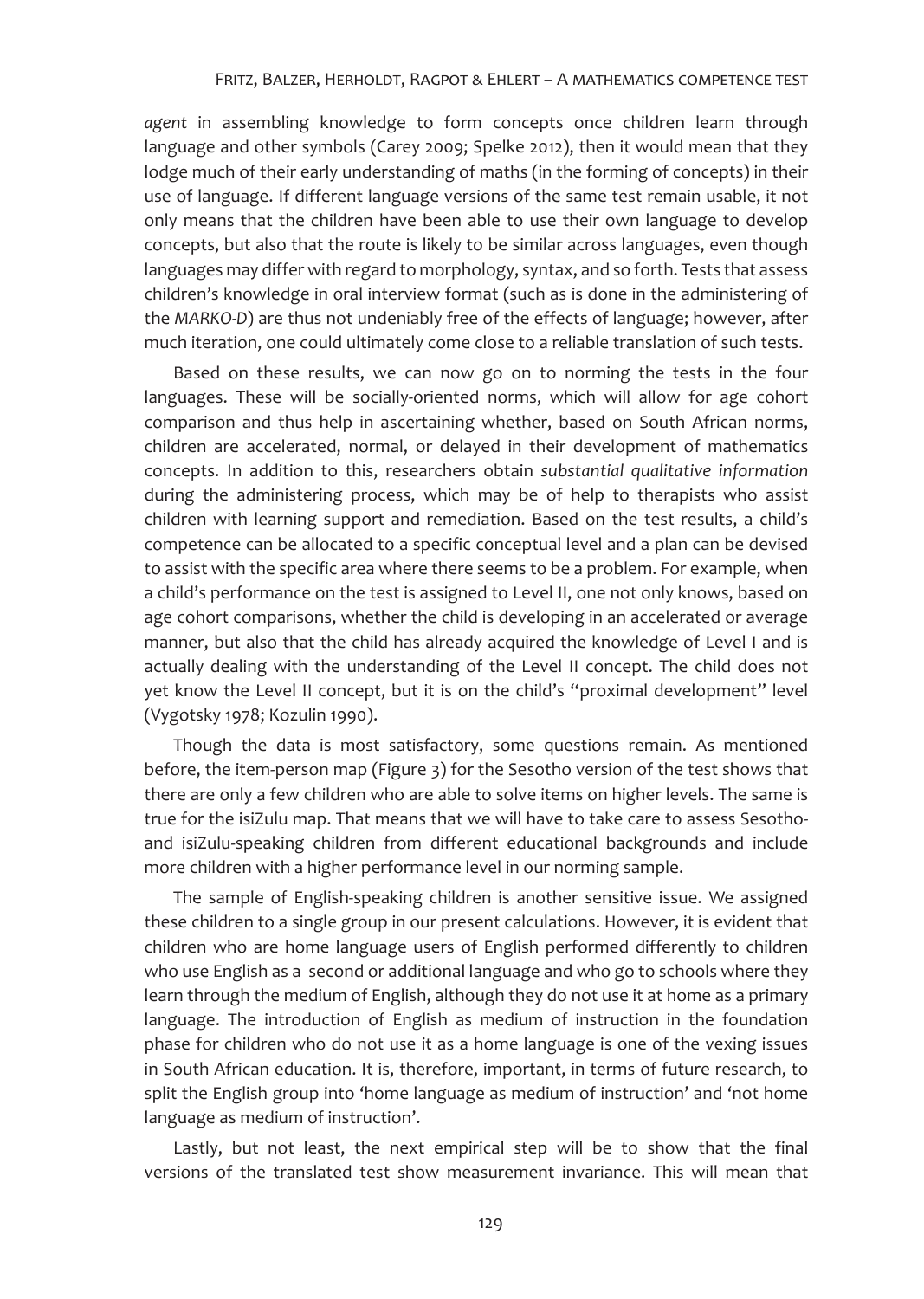*agent* in assembling knowledge to form concepts once children learn through language and other symbols (Carey 2009; Spelke 2012), then it would mean that they lodge much of their early understanding of maths (in the forming of concepts) in their use of language. If different language versions of the same test remain usable, it not only means that the children have been able to use their own language to develop concepts, but also that the route is likely to be similar across languages, even though languages may differ with regard to morphology, syntax, and so forth. Tests that assess children's knowledge in oral interview format (such as is done in the administering of the *MARKO-D*) are thus not undeniably free of the effects of language; however, after much iteration, one could ultimately come close to a reliable translation of such tests.

Based on these results, we can now go on to norming the tests in the four languages. These will be socially-oriented norms, which will allow for age cohort comparison and thus help in ascertaining whether, based on South African norms, children are accelerated, normal, or delayed in their development of mathematics concepts. In addition to this, researchers obtain *substantial qualitative information* during the administering process, which may be of help to therapists who assist children with learning support and remediation. Based on the test results, a child's competence can be allocated to a specific conceptual level and a plan can be devised to assist with the specific area where there seems to be a problem. For example, when a child's performance on the test is assigned to Level II, one not only knows, based on age cohort comparisons, whether the child is developing in an accelerated or average manner, but also that the child has already acquired the knowledge of Level I and is actually dealing with the understanding of the Level II concept. The child does not yet know the Level II concept, but it is on the child's "proximal development" level (Vygotsky 1978; Kozulin 1990).

Though the data is most satisfactory, some questions remain. As mentioned before, the item-person map (Figure 3) for the Sesotho version of the test shows that there are only a few children who are able to solve items on higher levels. The same is true for the isiZulu map. That means that we will have to take care to assess Sesotho- and isiZulu-speaking children from different educational backgrounds and include more children with a higher performance level in our norming sample.

The sample of English-speaking children is another sensitive issue. We assigned these children to a single group in our present calculations. However, it is evident that children who are home language users of English performed differently to children who use English as a second or additional language and who go to schools where they learn through the medium of English, although they do not use it at home as a primary language. The introduction of English as medium of instruction in the foundation phase for children who do not use it as a home language is one of the vexing issues in South African education. It is, therefore, important, in terms of future research, to split the English group into 'home language as medium of instruction' and 'not home language as medium of instruction'.

Lastly, but not least, the next empirical step will be to show that the final versions of the translated test show measurement invariance. This will mean that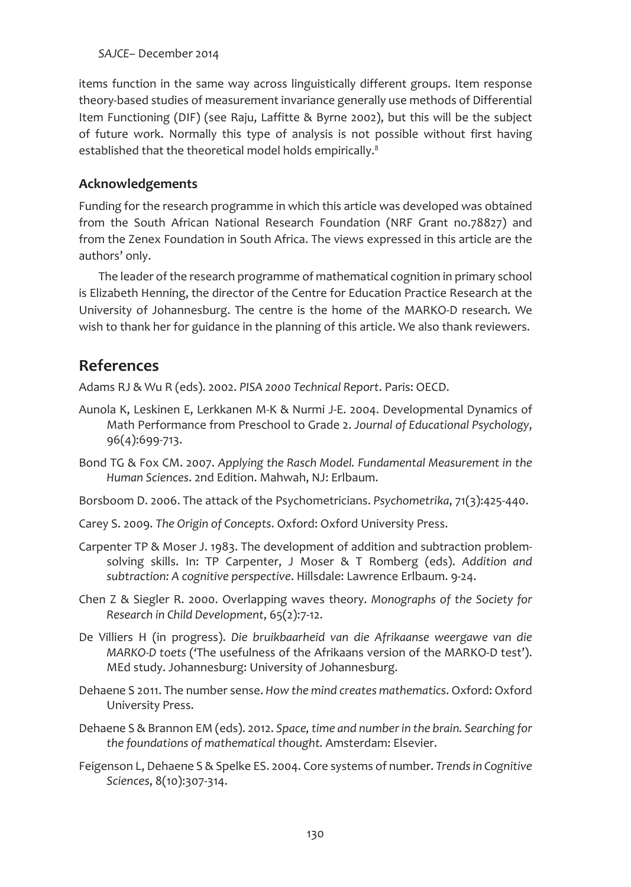items function in the same way across linguistically different groups. Item response theory-based studies of measurement invariance generally use methods of Differential Item Functioning (DIF) (see Raju, Laffitte & Byrne 2002), but this will be the subject of future work. Normally this type of analysis is not possible without first having established that the theoretical model holds empirically.[8]

### Acknowledgements

Funding for the research programme in which this article was developed was obtained from the South African National Research Foundation (NRF Grant no.78827) and from the Zenex Foundation in South Africa. The views expressed in this article are the authors' only.

The leader of the research programme of mathematical cognition in primary school is Elizabeth Henning, the director of the Centre for Education Practice Research at the University of Johannesburg. The centre is the home of the MARKO-D research. We wish to thank her for guidance in the planning of this article. We also thank reviewers.

## References

Adams RJ & Wu R (eds). 2002. *PISA 2000 Technical Report*. Paris: OECD.

Aunola K, Leskinen E, Lerkkanen M-K & Nurmi J-E. 2004. Developmental Dynamics of Math Performance from Preschool to Grade 2. *Journal of Educational Psychology*, 96(4):699-713.

Bond TG & Fox CM. 2007. *Applying the Rasch Model. Fundamental Measurement in the Human Sciences*. 2nd Edition. Mahwah, NJ: Erlbaum.

Borsboom D. 2006. The attack of the Psychometricians. *Psychometrika*, 71(3):425-440.

Carey S. 2009. *The Origin of Concepts*. Oxford: Oxford University Press.

Carpenter TP & Moser J. 1983. The development of addition and subtraction problem-solving skills. In: TP Carpenter, J Moser & T Romberg (eds). *Addition and subtraction: A cognitive perspective*. Hillsdale: Lawrence Erlbaum. 9-24.

Chen Z & Siegler R. 2000. Overlapping waves theory. *Monographs of the Society for Research in Child Development*, 65(2):7-12.

De Villiers H (in progress). *Die bruikbaarheid van die Afrikaanse weergawe van die MARKO-D toets* ('The usefulness of the Afrikaans version of the MARKO-D test'). MEd study. Johannesburg: University of Johannesburg.

Dehaene S 2011. The number sense. *How the mind creates mathematics*. Oxford: Oxford University Press.

Dehaene S & Brannon EM (eds). 2012. *Space, time and number in the brain. Searching for the foundations of mathematical thought.* Amsterdam: Elsevier.

Feigenson L, Dehaene S & Spelke ES. 2004. Core systems of number. *Trends in Cognitive Sciences*, 8(10):307-314.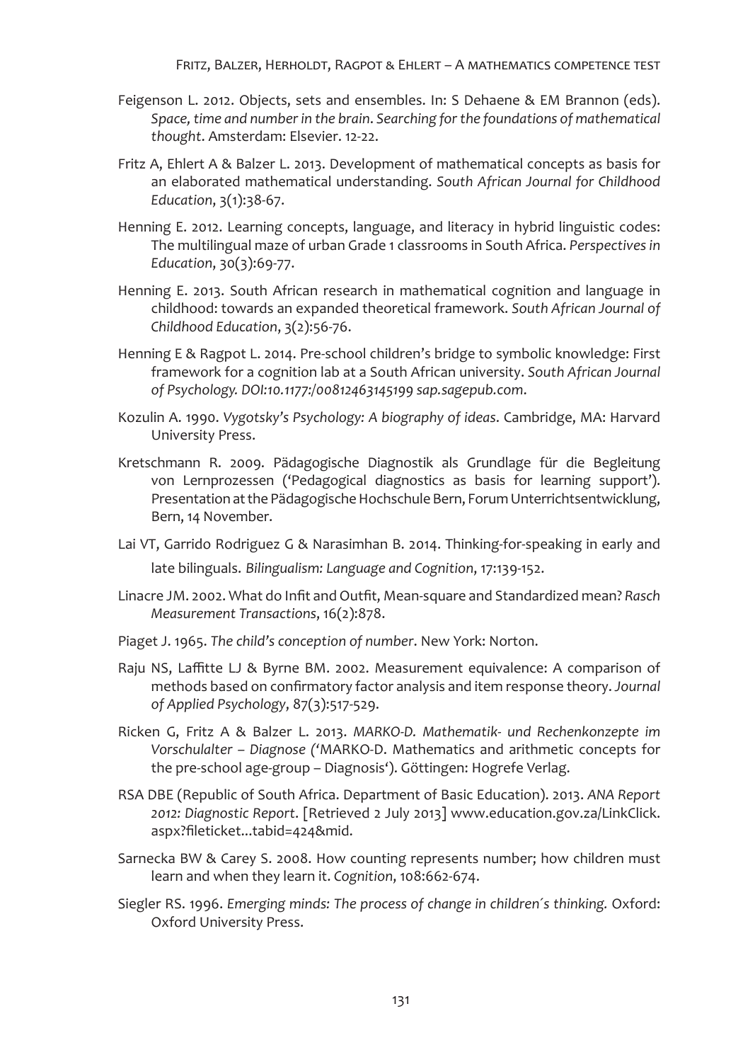Feigenson L. 2012. Objects, sets and ensembles. In: S Dehaene & EM Brannon (eds). *Space, time and number in the brain. Searching for the foundations of mathematical thought*. Amsterdam: Elsevier. 12-22.

Fritz A, Ehlert A & Balzer L. 2013. Development of mathematical concepts as basis for an elaborated mathematical understanding. *South African Journal for Childhood Education*, 3(1):38-67.

Henning E. 2012. Learning concepts, language, and literacy in hybrid linguistic codes: The multilingual maze of urban Grade 1 classrooms in South Africa. *Perspectives in Education*, 30(3):69-77.

Henning E. 2013. South African research in mathematical cognition and language in childhood: towards an expanded theoretical framework. *South African Journal of Childhood Education*, 3(2):56-76.

Henning E & Ragpot L. 2014. Pre-school children's bridge to symbolic knowledge: First framework for a cognition lab at a South African university. *South African Journal of Psychology. DOI:10.1177:/00812463145199 sap.sagepub.com*.

Kozulin A. 1990. *Vygotsky's Psychology: A biography of ideas*. Cambridge, MA: Harvard University Press.

Kretschmann R. 2009. Pädagogische Diagnostik als Grundlage für die Begleitung von Lernprozessen ('Pedagogical diagnostics as basis for learning support'). Presentation at the Pädagogische Hochschule Bern, Forum Unterrichtsentwicklung, Bern, 14 November.

Lai VT, Garrido Rodriguez G & Narasimhan B. 2014. Thinking-for-speaking in early and late bilinguals. *Bilingualism: Language and Cognition*, 17:139-152.

Linacre JM. 2002. What do Infit and Outfit, Mean-square and Standardized mean? *Rasch Measurement Transactions*, 16(2):878.

Piaget J. 1965. *The child's conception of number*. New York: Norton.

Raju NS, Laffitte LJ & Byrne BM. 2002. Measurement equivalence: A comparison of methods based on confirmatory factor analysis and item response theory. *Journal of Applied Psychology*, 87(3):517-529.

Ricken G, Fritz A & Balzer L. 2013. *MARKO-D. Mathematik- und Rechenkonzepte im Vorschulalter – Diagnose* ('MARKO-D. Mathematics and arithmetic concepts for the pre-school age-group – Diagnosis'). Göttingen: Hogrefe Verlag.

RSA DBE (Republic of South Africa. Department of Basic Education). 2013. *ANA Report 2012: Diagnostic Report*. [Retrieved 2 July 2013] www.education.gov.za/LinkClick.aspx?fileticket...tabid=424&mid.

Sarnecka BW & Carey S. 2008. How counting represents number; how children must learn and when they learn it. *Cognition*, 108:662-674.

Siegler RS. 1996. *Emerging minds: The process of change in children´s thinking.* Oxford: Oxford University Press.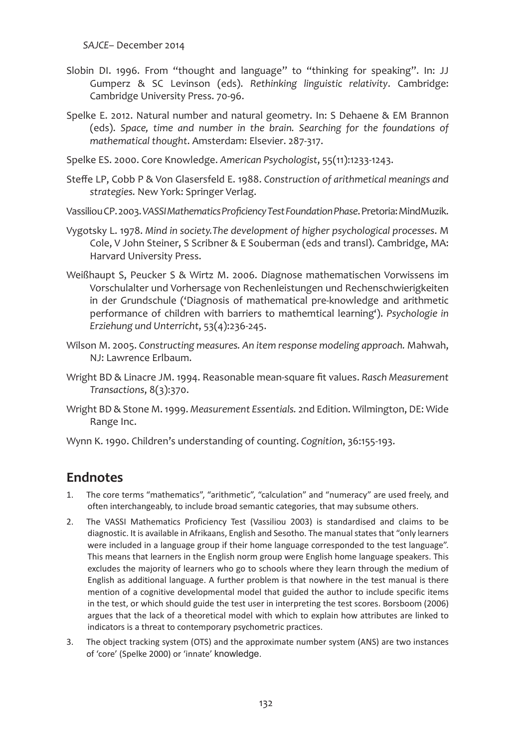Slobin DI. 1996. From "thought and language" to "thinking for speaking". In: JJ Gumperz & SC Levinson (eds). *Rethinking linguistic relativity*. Cambridge: Cambridge University Press. 70-96.

Spelke E. 2012. Natural number and natural geometry. In: S Dehaene & EM Brannon (eds). *Space, time and number in the brain. Searching for the foundations of mathematical thought*. Amsterdam: Elsevier. 287-317.

Spelke ES. 2000. Core Knowledge. *American Psychologist*, 55(11):1233-1243.

Steffe LP, Cobb P & Von Glasersfeld E. 1988. *Construction of arithmetical meanings and strategies.* New York: Springer Verlag.

Vassiliou CP. 2003. *VASSI Mathematics Proficiency Test Foundation Phase*. Pretoria: MindMuzik.

Vygotsky L. 1978. *Mind in society.The development of higher psychological processes*. M Cole, V John Steiner, S Scribner & E Souberman (eds and transl). Cambridge, MA: Harvard University Press.

Weißhaupt S, Peucker S & Wirtz M. 2006. Diagnose mathematischen Vorwissens im Vorschulalter und Vorhersage von Rechenleistungen und Rechenschwierigkeiten in der Grundschule ('Diagnosis of mathematical pre-knowledge and arithmetic performance of children with barriers to mathemtical learning'). *Psychologie in Erziehung und Unterricht*, 53(4):236-245.

Wilson M. 2005. *Constructing measures. An item response modeling approach.* Mahwah, NJ: Lawrence Erlbaum.

Wright BD & Linacre JM. 1994. Reasonable mean-square fit values. *Rasch Measurement Transactions*, 8(3):370.

Wright BD & Stone M. 1999. *Measurement Essentials.* 2nd Edition. Wilmington, DE: Wide Range Inc.

Wynn K. 1990. Children's understanding of counting. *Cognition*, 36:155-193.

## Endnotes

1. The core terms "mathematics", "arithmetic", "calculation" and "numeracy" are used freely, and often interchangeably, to include broad semantic categories, that may subsume others.
2. The VASSI Mathematics Proficiency Test (Vassiliou 2003) is standardised and claims to be diagnostic. It is available in Afrikaans, English and Sesotho. The manual states that "only learners were included in a language group if their home language corresponded to the test language". This means that learners in the English norm group were English home language speakers. This excludes the majority of learners who go to schools where they learn through the medium of English as additional language. A further problem is that nowhere in the test manual is there mention of a cognitive developmental model that guided the author to include specific items in the test, or which should guide the test user in interpreting the test scores. Borsboom (2006) argues that the lack of a theoretical model with which to explain how attributes are linked to indicators is a threat to contemporary psychometric practices.
3. The object tracking system (OTS) and the approximate number system (ANS) are two instances of 'core' (Spelke 2000) or 'innate' knowledge.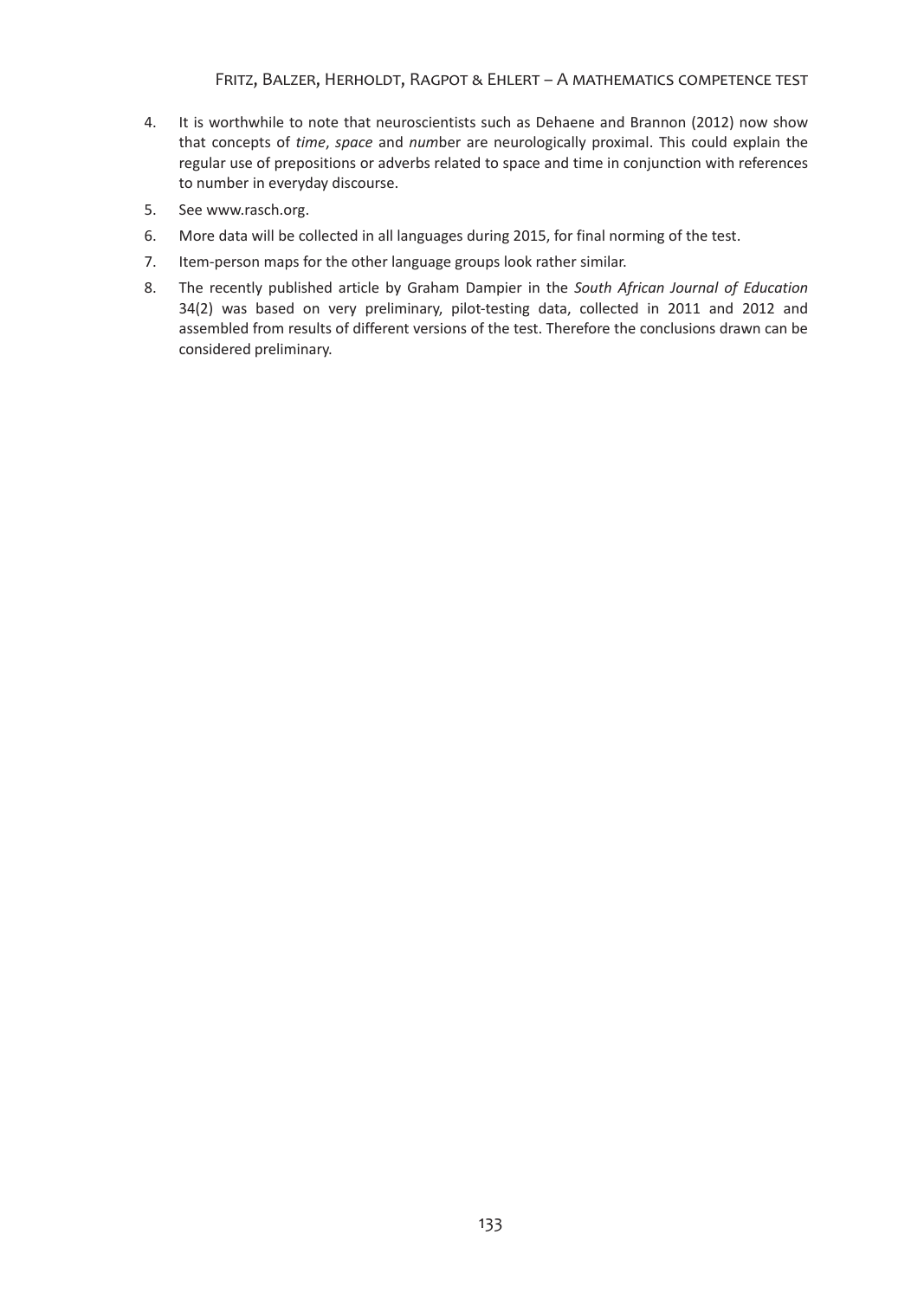4. It is worthwhile to note that neuroscientists such as Dehaene and Brannon (2012) now show that concepts of *time*, *space* and *num*ber are neurologically proximal. This could explain the regular use of prepositions or adverbs related to space and time in conjunction with references to number in everyday discourse.
5. See www.rasch.org.
6. More data will be collected in all languages during 2015, for final norming of the test.
7. Item-person maps for the other language groups look rather similar.
8. The recently published article by Graham Dampier in the *South African Journal of Education* 34(2) was based on very preliminary, pilot-testing data, collected in 2011 and 2012 and assembled from results of different versions of the test. Therefore the conclusions drawn can be considered preliminary.